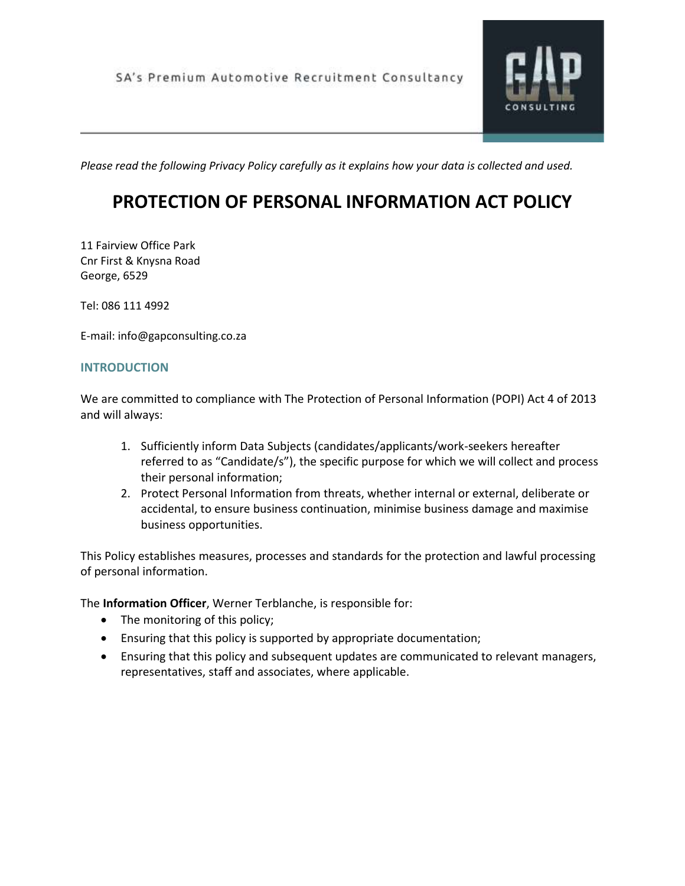SA's Premium Automotive Recruitment Consultancy

*Please read the following Privacy Policy carefully as it explains how your data is collected and used.*

# PROTECTION OF PERSONAL INFORMATION ACT POLICY

11 Fairview Office Park
Cnr First & Knysna Road
George, 6529

Tel: 086 111 4992

E-mail: info@gapconsulting.co.za

## INTRODUCTION

We are committed to compliance with The Protection of Personal Information (POPI) Act 4 of 2013 and will always:

1. Sufficiently inform Data Subjects (candidates/applicants/work-seekers hereafter referred to as "Candidate/s"), the specific purpose for which we will collect and process their personal information;
2. Protect Personal Information from threats, whether internal or external, deliberate or accidental, to ensure business continuation, minimise business damage and maximise business opportunities.

This Policy establishes measures, processes and standards for the protection and lawful processing of personal information.

The **Information Officer**, Werner Terblanche, is responsible for:

- The monitoring of this policy;
- Ensuring that this policy is supported by appropriate documentation;
- Ensuring that this policy and subsequent updates are communicated to relevant managers, representatives, staff and associates, where applicable.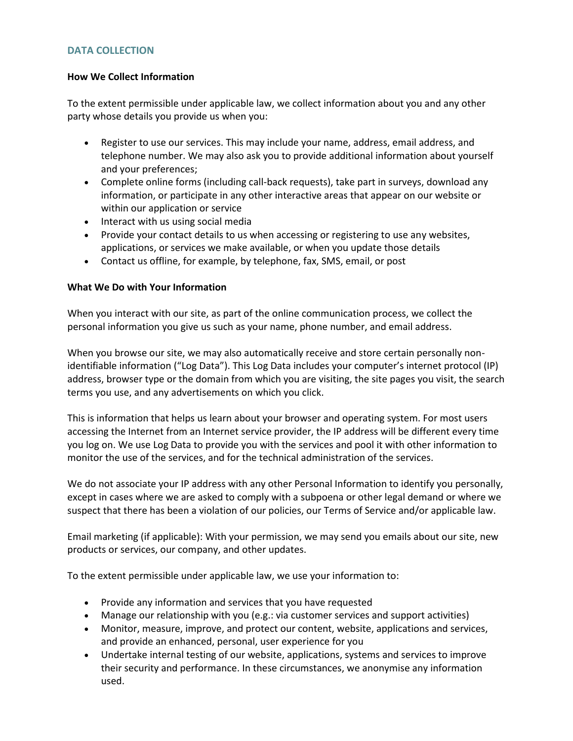## DATA COLLECTION

**How We Collect Information**

To the extent permissible under applicable law, we collect information about you and any other party whose details you provide us when you:

- Register to use our services. This may include your name, address, email address, and telephone number. We may also ask you to provide additional information about yourself and your preferences;
- Complete online forms (including call-back requests), take part in surveys, download any information, or participate in any other interactive areas that appear on our website or within our application or service
- Interact with us using social media
- Provide your contact details to us when accessing or registering to use any websites, applications, or services we make available, or when you update those details
- Contact us offline, for example, by telephone, fax, SMS, email, or post

**What We Do with Your Information**

When you interact with our site, as part of the online communication process, we collect the personal information you give us such as your name, phone number, and email address.

When you browse our site, we may also automatically receive and store certain personally non-identifiable information ("Log Data"). This Log Data includes your computer's internet protocol (IP) address, browser type or the domain from which you are visiting, the site pages you visit, the search terms you use, and any advertisements on which you click.

This is information that helps us learn about your browser and operating system. For most users accessing the Internet from an Internet service provider, the IP address will be different every time you log on. We use Log Data to provide you with the services and pool it with other information to monitor the use of the services, and for the technical administration of the services.

We do not associate your IP address with any other Personal Information to identify you personally, except in cases where we are asked to comply with a subpoena or other legal demand or where we suspect that there has been a violation of our policies, our Terms of Service and/or applicable law.

Email marketing (if applicable): With your permission, we may send you emails about our site, new products or services, our company, and other updates.

To the extent permissible under applicable law, we use your information to:

- Provide any information and services that you have requested
- Manage our relationship with you (e.g.: via customer services and support activities)
- Monitor, measure, improve, and protect our content, website, applications and services, and provide an enhanced, personal, user experience for you
- Undertake internal testing of our website, applications, systems and services to improve their security and performance. In these circumstances, we anonymise any information used.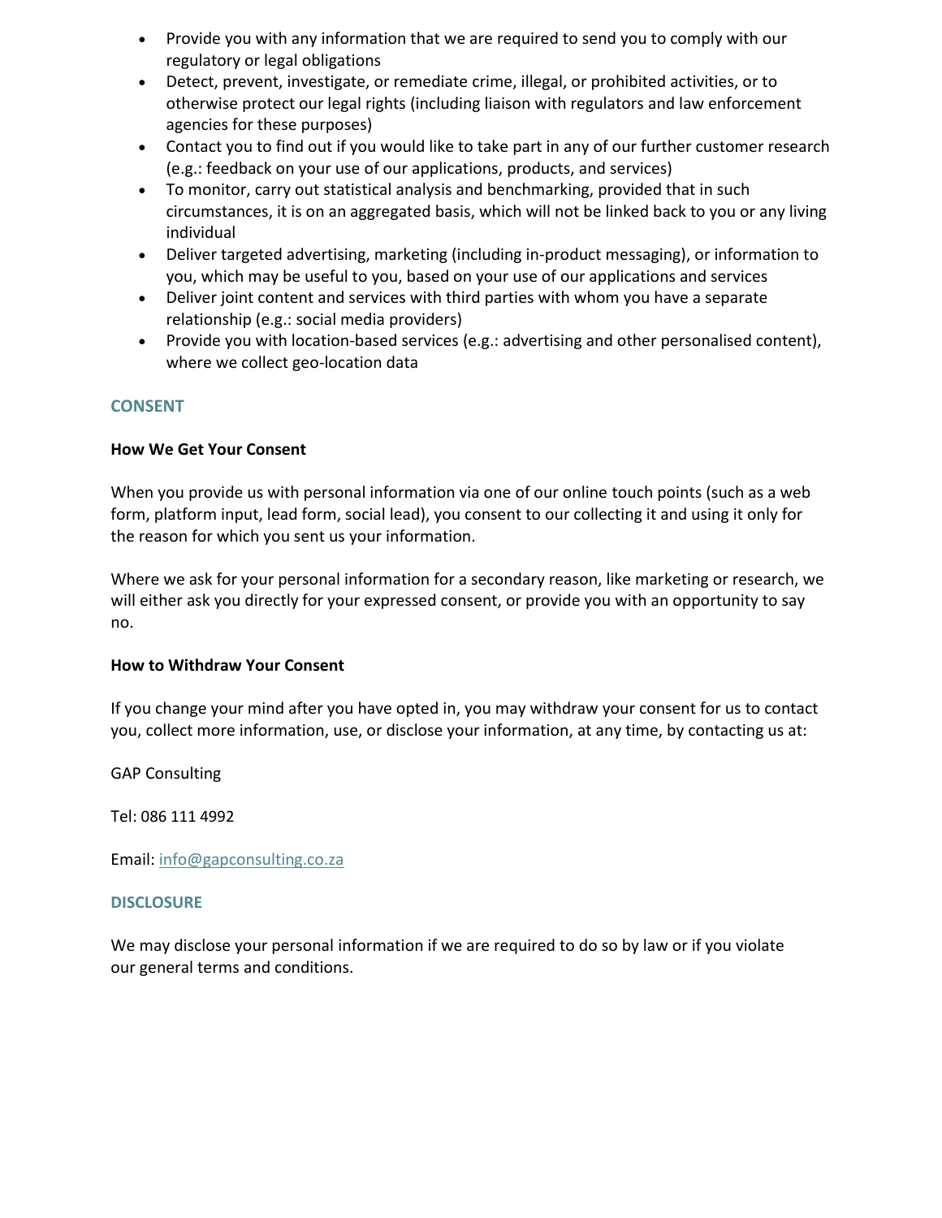- Provide you with any information that we are required to send you to comply with our regulatory or legal obligations
- Detect, prevent, investigate, or remediate crime, illegal, or prohibited activities, or to otherwise protect our legal rights (including liaison with regulators and law enforcement agencies for these purposes)
- Contact you to find out if you would like to take part in any of our further customer research (e.g.: feedback on your use of our applications, products, and services)
- To monitor, carry out statistical analysis and benchmarking, provided that in such circumstances, it is on an aggregated basis, which will not be linked back to you or any living individual
- Deliver targeted advertising, marketing (including in-product messaging), or information to you, which may be useful to you, based on your use of our applications and services
- Deliver joint content and services with third parties with whom you have a separate relationship (e.g.: social media providers)
- Provide you with location-based services (e.g.: advertising and other personalised content), where we collect geo-location data

## CONSENT

### How We Get Your Consent

When you provide us with personal information via one of our online touch points (such as a web form, platform input, lead form, social lead), you consent to our collecting it and using it only for the reason for which you sent us your information.

Where we ask for your personal information for a secondary reason, like marketing or research, we will either ask you directly for your expressed consent, or provide you with an opportunity to say no.

### How to Withdraw Your Consent

If you change your mind after you have opted in, you may withdraw your consent for us to contact you, collect more information, use, or disclose your information, at any time, by contacting us at:

GAP Consulting

Tel: 086 111 4992

Email: info@gapconsulting.co.za

## DISCLOSURE

We may disclose your personal information if we are required to do so by law or if you violate our general terms and conditions.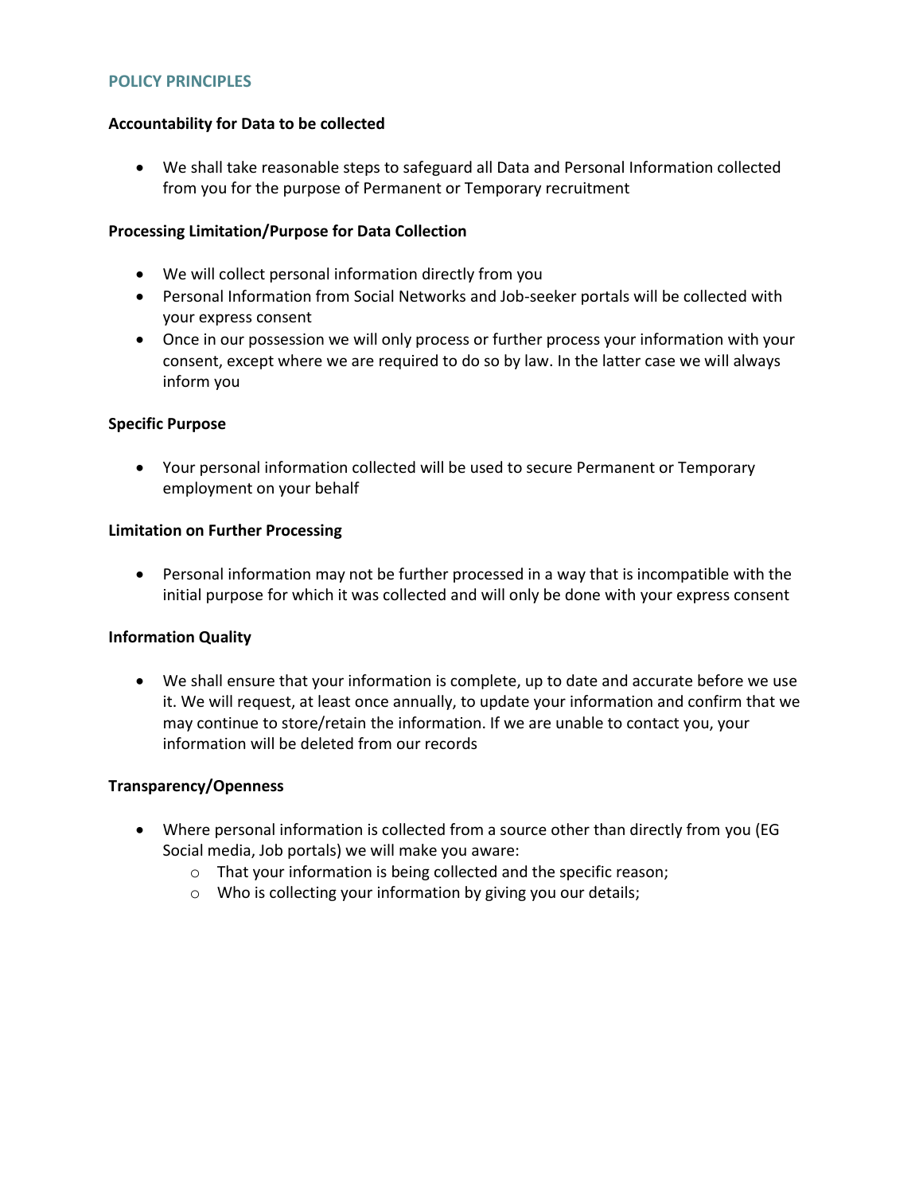## POLICY PRINCIPLES

**Accountability for Data to be collected**

- We shall take reasonable steps to safeguard all Data and Personal Information collected from you for the purpose of Permanent or Temporary recruitment

**Processing Limitation/Purpose for Data Collection**

- We will collect personal information directly from you
- Personal Information from Social Networks and Job-seeker portals will be collected with your express consent
- Once in our possession we will only process or further process your information with your consent, except where we are required to do so by law. In the latter case we will always inform you

**Specific Purpose**

- Your personal information collected will be used to secure Permanent or Temporary employment on your behalf

**Limitation on Further Processing**

- Personal information may not be further processed in a way that is incompatible with the initial purpose for which it was collected and will only be done with your express consent

**Information Quality**

- We shall ensure that your information is complete, up to date and accurate before we use it. We will request, at least once annually, to update your information and confirm that we may continue to store/retain the information. If we are unable to contact you, your information will be deleted from our records

**Transparency/Openness**

- Where personal information is collected from a source other than directly from you (EG Social media, Job portals) we will make you aware:
  - That your information is being collected and the specific reason;
  - Who is collecting your information by giving you our details;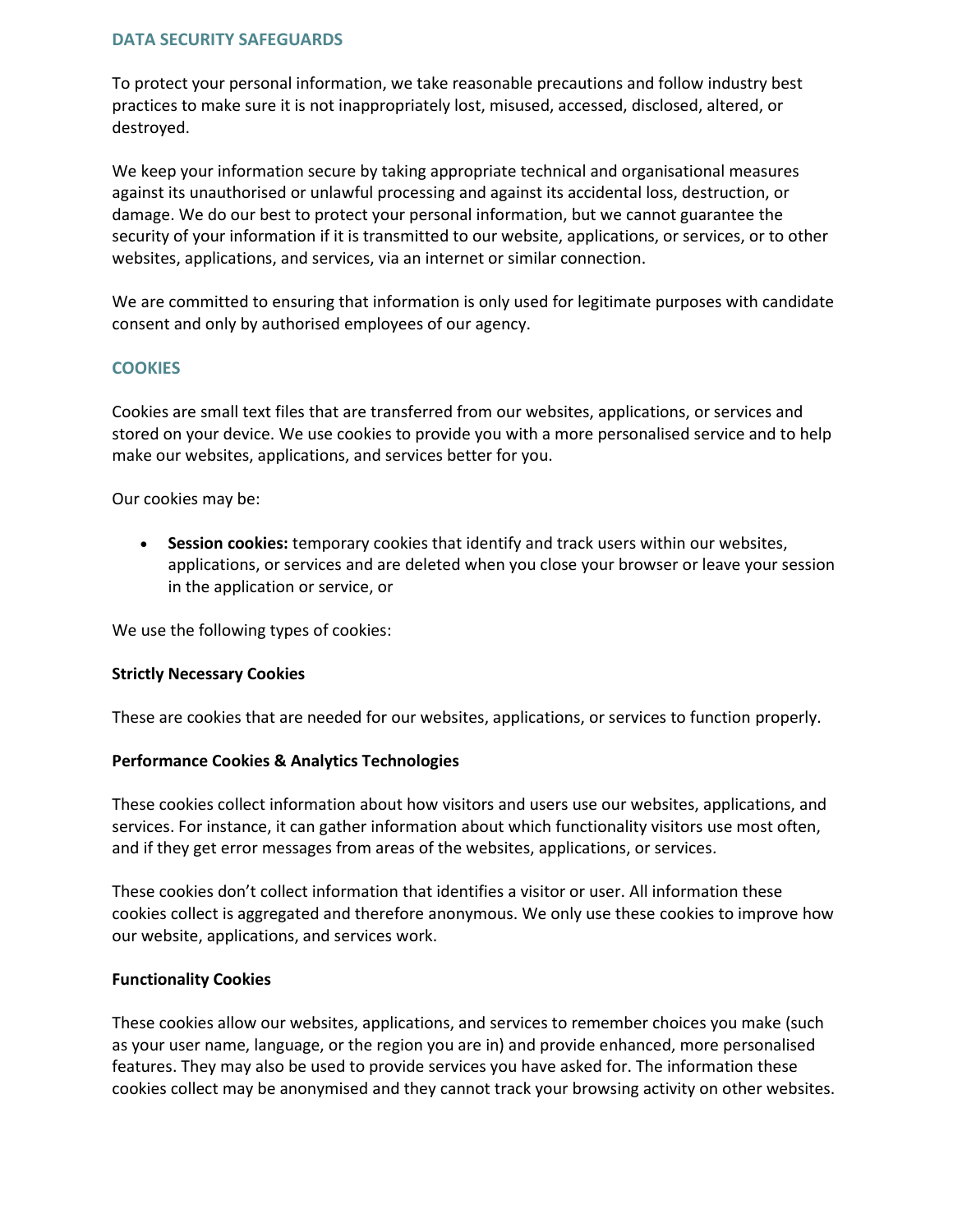## DATA SECURITY SAFEGUARDS

To protect your personal information, we take reasonable precautions and follow industry best practices to make sure it is not inappropriately lost, misused, accessed, disclosed, altered, or destroyed.

We keep your information secure by taking appropriate technical and organisational measures against its unauthorised or unlawful processing and against its accidental loss, destruction, or damage. We do our best to protect your personal information, but we cannot guarantee the security of your information if it is transmitted to our website, applications, or services, or to other websites, applications, and services, via an internet or similar connection.

We are committed to ensuring that information is only used for legitimate purposes with candidate consent and only by authorised employees of our agency.

## COOKIES

Cookies are small text files that are transferred from our websites, applications, or services and stored on your device. We use cookies to provide you with a more personalised service and to help make our websites, applications, and services better for you.

Our cookies may be:

- **Session cookies:** temporary cookies that identify and track users within our websites, applications, or services and are deleted when you close your browser or leave your session in the application or service, or

We use the following types of cookies:

### Strictly Necessary Cookies

These are cookies that are needed for our websites, applications, or services to function properly.

### Performance Cookies & Analytics Technologies

These cookies collect information about how visitors and users use our websites, applications, and services. For instance, it can gather information about which functionality visitors use most often, and if they get error messages from areas of the websites, applications, or services.

These cookies don't collect information that identifies a visitor or user. All information these cookies collect is aggregated and therefore anonymous. We only use these cookies to improve how our website, applications, and services work.

### Functionality Cookies

These cookies allow our websites, applications, and services to remember choices you make (such as your user name, language, or the region you are in) and provide enhanced, more personalised features. They may also be used to provide services you have asked for. The information these cookies collect may be anonymised and they cannot track your browsing activity on other websites.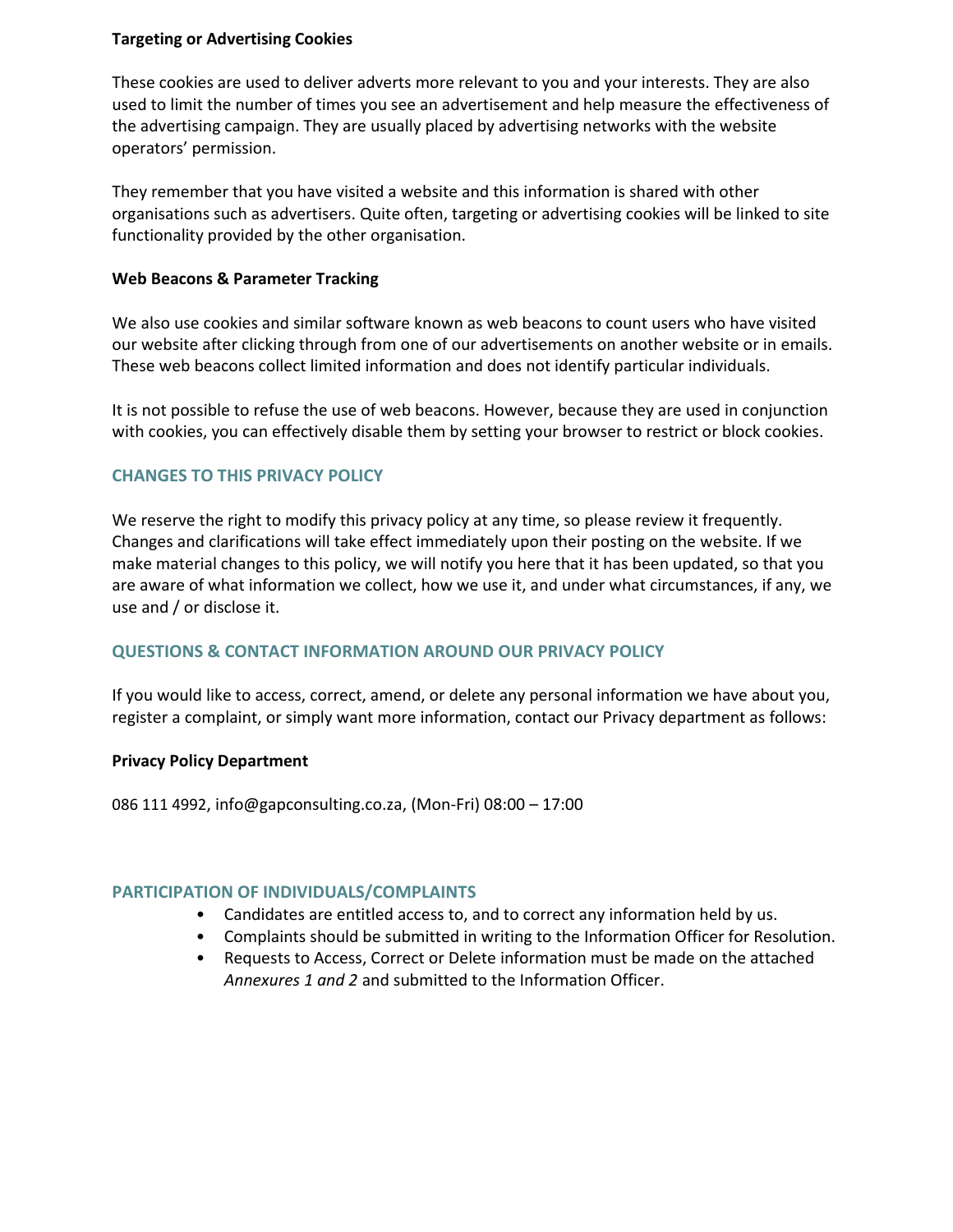**Targeting or Advertising Cookies**

These cookies are used to deliver adverts more relevant to you and your interests. They are also used to limit the number of times you see an advertisement and help measure the effectiveness of the advertising campaign. They are usually placed by advertising networks with the website operators' permission.

They remember that you have visited a website and this information is shared with other organisations such as advertisers. Quite often, targeting or advertising cookies will be linked to site functionality provided by the other organisation.

**Web Beacons & Parameter Tracking**

We also use cookies and similar software known as web beacons to count users who have visited our website after clicking through from one of our advertisements on another website or in emails. These web beacons collect limited information and does not identify particular individuals.

It is not possible to refuse the use of web beacons. However, because they are used in conjunction with cookies, you can effectively disable them by setting your browser to restrict or block cookies.

## CHANGES TO THIS PRIVACY POLICY

We reserve the right to modify this privacy policy at any time, so please review it frequently. Changes and clarifications will take effect immediately upon their posting on the website. If we make material changes to this policy, we will notify you here that it has been updated, so that you are aware of what information we collect, how we use it, and under what circumstances, if any, we use and / or disclose it.

## QUESTIONS & CONTACT INFORMATION AROUND OUR PRIVACY POLICY

If you would like to access, correct, amend, or delete any personal information we have about you, register a complaint, or simply want more information, contact our Privacy department as follows:

**Privacy Policy Department**

086 111 4992, info@gapconsulting.co.za, (Mon-Fri) 08:00 – 17:00

## PARTICIPATION OF INDIVIDUALS/COMPLAINTS

- Candidates are entitled access to, and to correct any information held by us.
- Complaints should be submitted in writing to the Information Officer for Resolution.
- Requests to Access, Correct or Delete information must be made on the attached *Annexures 1 and 2* and submitted to the Information Officer.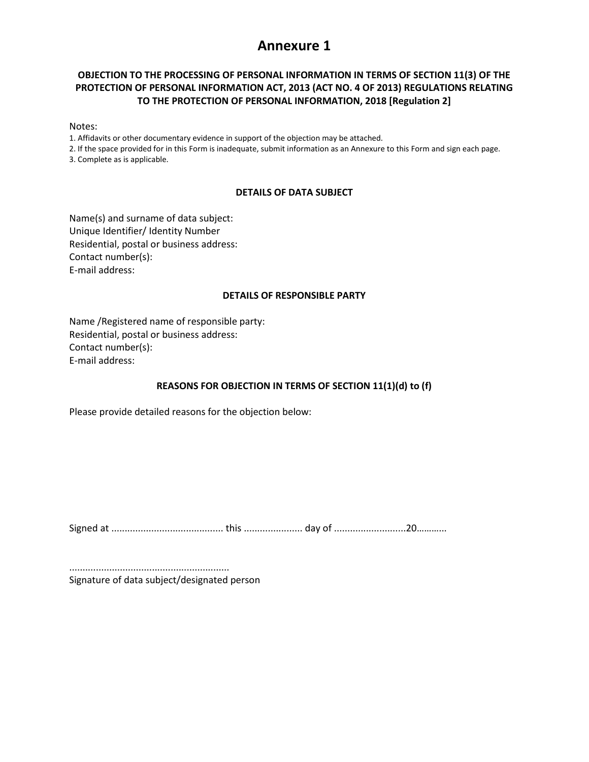# Annexure 1

**OBJECTION TO THE PROCESSING OF PERSONAL INFORMATION IN TERMS OF SECTION 11(3) OF THE PROTECTION OF PERSONAL INFORMATION ACT, 2013 (ACT NO. 4 OF 2013) REGULATIONS RELATING TO THE PROTECTION OF PERSONAL INFORMATION, 2018 [Regulation 2]**

Notes:

1. Affidavits or other documentary evidence in support of the objection may be attached.
2. If the space provided for in this Form is inadequate, submit information as an Annexure to this Form and sign each page.
3. Complete as is applicable.

## DETAILS OF DATA SUBJECT

Name(s) and surname of data subject:
Unique Identifier/ Identity Number
Residential, postal or business address:
Contact number(s):
E-mail address:

## DETAILS OF RESPONSIBLE PARTY

Name /Registered name of responsible party:
Residential, postal or business address:
Contact number(s):
E-mail address:

## REASONS FOR OBJECTION IN TERMS OF SECTION 11(1)(d) to (f)

Please provide detailed reasons for the objection below:

Signed at .......................................... this ...................... day of ...........................20………..

............................................................
Signature of data subject/designated person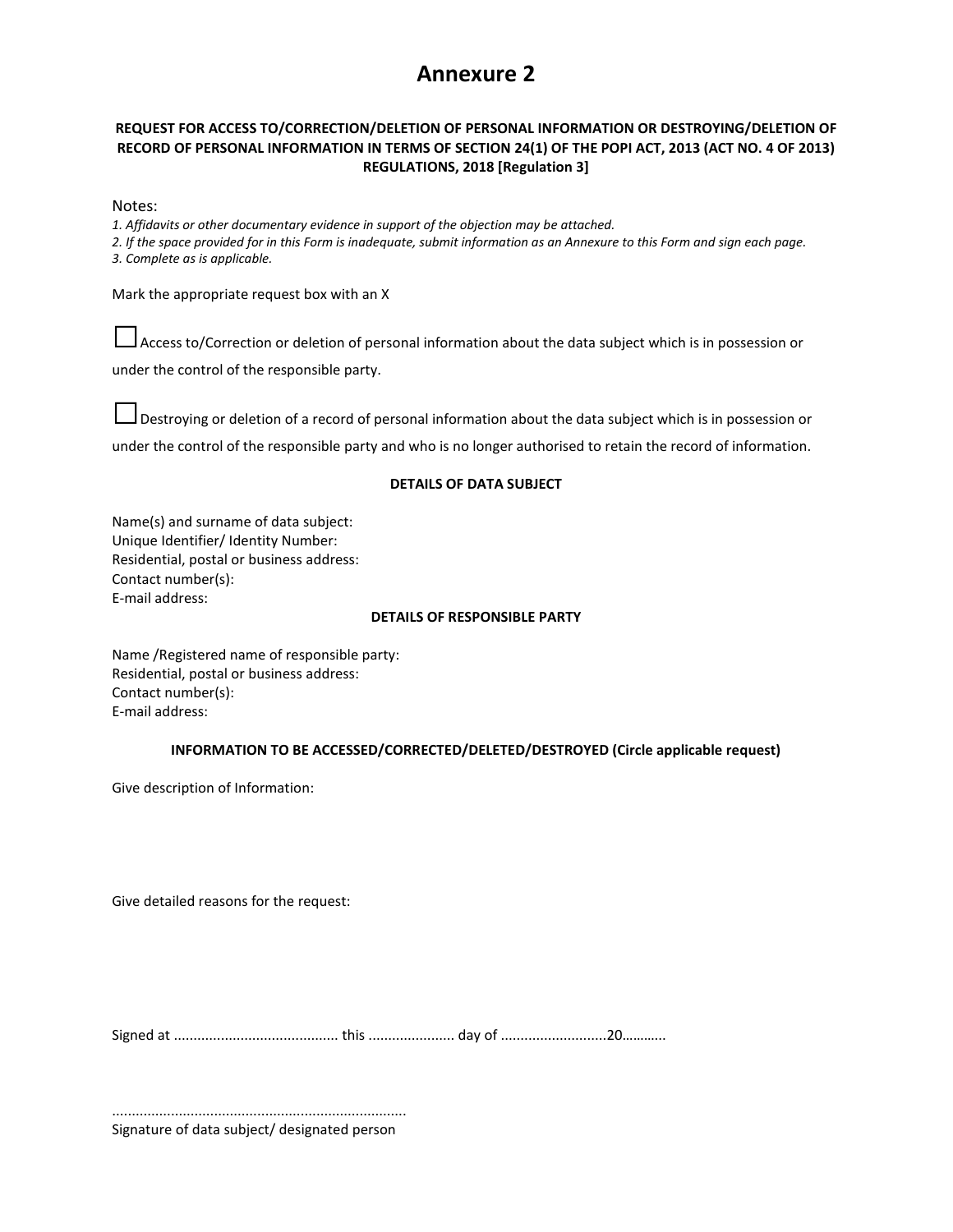# Annexure 2

**REQUEST FOR ACCESS TO/CORRECTION/DELETION OF PERSONAL INFORMATION OR DESTROYING/DELETION OF RECORD OF PERSONAL INFORMATION IN TERMS OF SECTION 24(1) OF THE POPI ACT, 2013 (ACT NO. 4 OF 2013) REGULATIONS, 2018 [Regulation 3]**

Notes:

*1. Affidavits or other documentary evidence in support of the objection may be attached.*
*2. If the space provided for in this Form is inadequate, submit information as an Annexure to this Form and sign each page.*
*3. Complete as is applicable.*

Mark the appropriate request box with an X

☐ Access to/Correction or deletion of personal information about the data subject which is in possession or under the control of the responsible party.

☐ Destroying or deletion of a record of personal information about the data subject which is in possession or under the control of the responsible party and who is no longer authorised to retain the record of information.

**DETAILS OF DATA SUBJECT**

Name(s) and surname of data subject:
Unique Identifier/ Identity Number:
Residential, postal or business address:
Contact number(s):
E-mail address:

**DETAILS OF RESPONSIBLE PARTY**

Name /Registered name of responsible party:
Residential, postal or business address:
Contact number(s):
E-mail address:

**INFORMATION TO BE ACCESSED/CORRECTED/DELETED/DESTROYED (Circle applicable request)**

Give description of Information:

Give detailed reasons for the request:

Signed at .......................................... this ...................... day of ...........................20………..

...........................................................................
Signature of data subject/ designated person